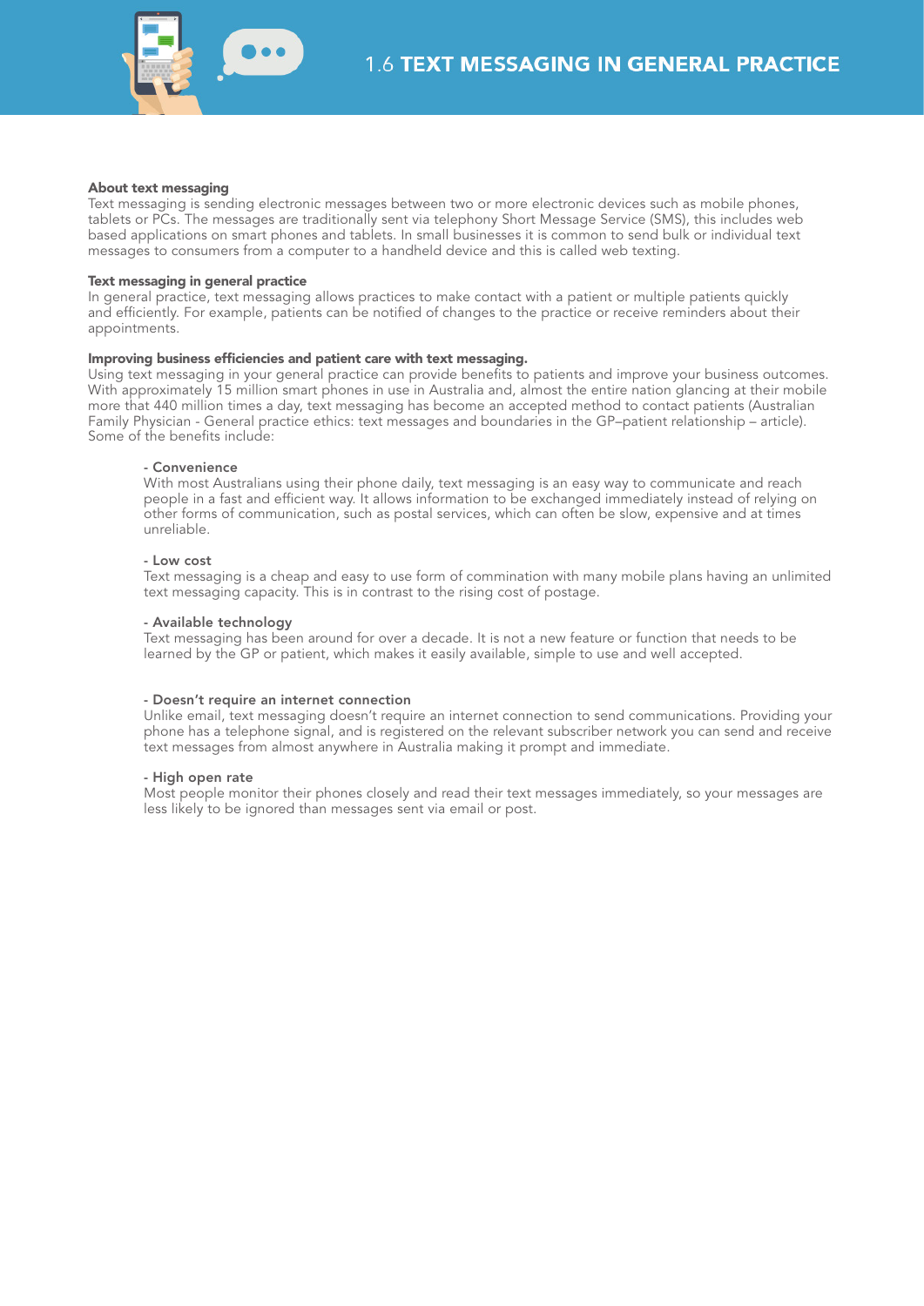# 1.6 TEXT MESSAGING IN GENERAL PRACTICE

**About text messaging**

Text messaging is sending electronic messages between two or more electronic devices such as mobile phones, tablets or PCs. The messages are traditionally sent via telephony Short Message Service (SMS), this includes web based applications on smart phones and tablets. In small businesses it is common to send bulk or individual text messages to consumers from a computer to a handheld device and this is called web texting.

**Text messaging in general practice**

In general practice, text messaging allows practices to make contact with a patient or multiple patients quickly and efficiently. For example, patients can be notified of changes to the practice or receive reminders about their appointments.

**Improving business efficiencies and patient care with text messaging.**

Using text messaging in your general practice can provide benefits to patients and improve your business outcomes. With approximately 15 million smart phones in use in Australia and, almost the entire nation glancing at their mobile more that 440 million times a day, text messaging has become an accepted method to contact patients (Australian Family Physician - General practice ethics: text messages and boundaries in the GP–patient relationship – article). Some of the benefits include:

- Convenience
  With most Australians using their phone daily, text messaging is an easy way to communicate and reach people in a fast and efficient way. It allows information to be exchanged immediately instead of relying on other forms of communication, such as postal services, which can often be slow, expensive and at times unreliable.

- Low cost
  Text messaging is a cheap and easy to use form of commination with many mobile plans having an unlimited text messaging capacity. This is in contrast to the rising cost of postage.

- Available technology
  Text messaging has been around for over a decade. It is not a new feature or function that needs to be learned by the GP or patient, which makes it easily available, simple to use and well accepted.

- Doesn't require an internet connection
  Unlike email, text messaging doesn't require an internet connection to send communications. Providing your phone has a telephone signal, and is registered on the relevant subscriber network you can send and receive text messages from almost anywhere in Australia making it prompt and immediate.

- High open rate
  Most people monitor their phones closely and read their text messages immediately, so your messages are less likely to be ignored than messages sent via email or post.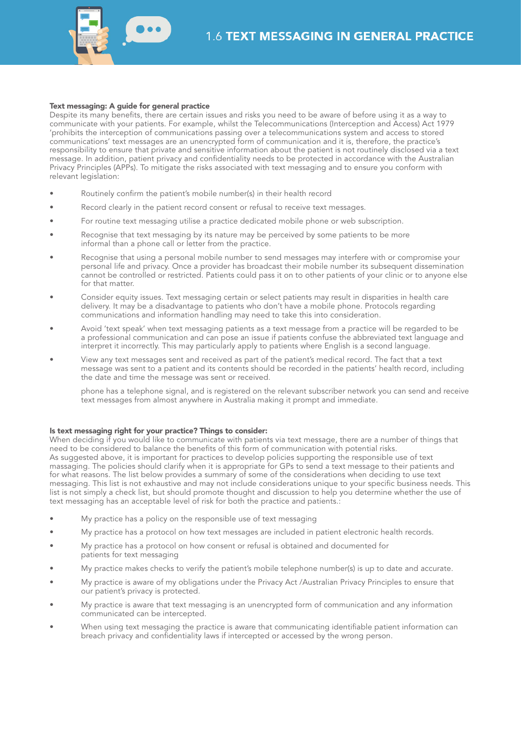# 1.6 TEXT MESSAGING IN GENERAL PRACTICE

**Text messaging: A guide for general practice**

Despite its many benefits, there are certain issues and risks you need to be aware of before using it as a way to communicate with your patients. For example, whilst the Telecommunications (Interception and Access) Act 1979 'prohibits the interception of communications passing over a telecommunications system and access to stored communications' text messages are an unencrypted form of communication and it is, therefore, the practice's responsibility to ensure that private and sensitive information about the patient is not routinely disclosed via a text message. In addition, patient privacy and confidentiality needs to be protected in accordance with the Australian Privacy Principles (APPs). To mitigate the risks associated with text messaging and to ensure you conform with relevant legislation:

- Routinely confirm the patient's mobile number(s) in their health record
- Record clearly in the patient record consent or refusal to receive text messages.
- For routine text messaging utilise a practice dedicated mobile phone or web subscription.
- Recognise that text messaging by its nature may be perceived by some patients to be more informal than a phone call or letter from the practice.
- Recognise that using a personal mobile number to send messages may interfere with or compromise your personal life and privacy. Once a provider has broadcast their mobile number its subsequent dissemination cannot be controlled or restricted. Patients could pass it on to other patients of your clinic or to anyone else for that matter.
- Consider equity issues. Text messaging certain or select patients may result in disparities in health care delivery. It may be a disadvantage to patients who don't have a mobile phone. Protocols regarding communications and information handling may need to take this into consideration.
- Avoid 'text speak' when text messaging patients as a text message from a practice will be regarded to be a professional communication and can pose an issue if patients confuse the abbreviated text language and interpret it incorrectly. This may particularly apply to patients where English is a second language.
- View any text messages sent and received as part of the patient's medical record. The fact that a text message was sent to a patient and its contents should be recorded in the patients' health record, including the date and time the message was sent or received.

  phone has a telephone signal, and is registered on the relevant subscriber network you can send and receive text messages from almost anywhere in Australia making it prompt and immediate.

**Is text messaging right for your practice? Things to consider:**

When deciding if you would like to communicate with patients via text message, there are a number of things that need to be considered to balance the benefits of this form of communication with potential risks.
As suggested above, it is important for practices to develop policies supporting the responsible use of text massaging. The policies should clarify when it is appropriate for GPs to send a text message to their patients and for what reasons. The list below provides a summary of some of the considerations when deciding to use text messaging. This list is not exhaustive and may not include considerations unique to your specific business needs. This list is not simply a check list, but should promote thought and discussion to help you determine whether the use of text messaging has an acceptable level of risk for both the practice and patients.:

- My practice has a policy on the responsible use of text messaging
- My practice has a protocol on how text messages are included in patient electronic health records.
- My practice has a protocol on how consent or refusal is obtained and documented for patients for text messaging
- My practice makes checks to verify the patient's mobile telephone number(s) is up to date and accurate.
- My practice is aware of my obligations under the Privacy Act /Australian Privacy Principles to ensure that our patient's privacy is protected.
- My practice is aware that text messaging is an unencrypted form of communication and any information communicated can be intercepted.
- When using text messaging the practice is aware that communicating identifiable patient information can breach privacy and confidentiality laws if intercepted or accessed by the wrong person.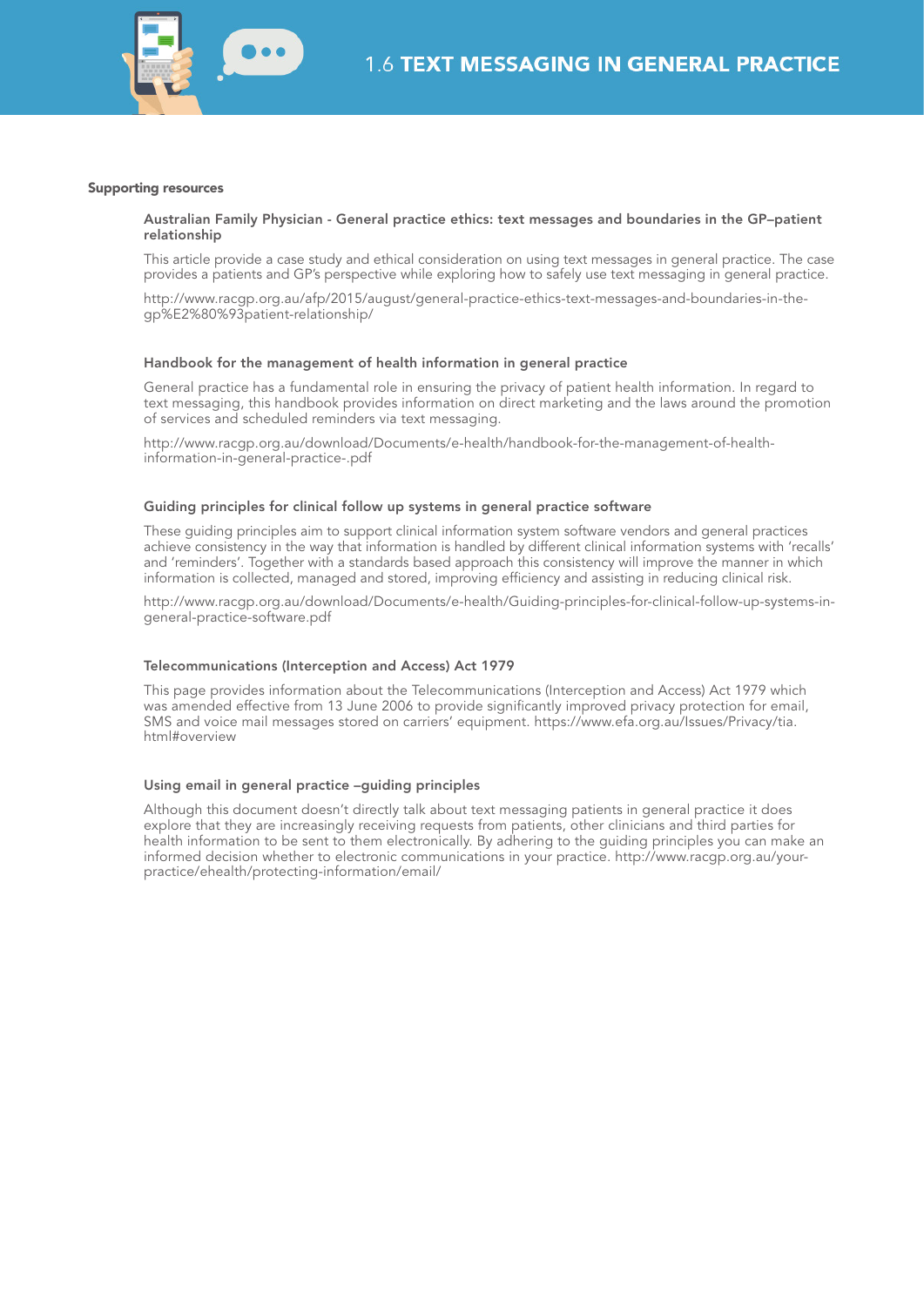# 1.6 TEXT MESSAGING IN GENERAL PRACTICE

## Supporting resources

### Australian Family Physician - General practice ethics: text messages and boundaries in the GP–patient relationship

This article provide a case study and ethical consideration on using text messages in general practice. The case provides a patients and GP's perspective while exploring how to safely use text messaging in general practice.

http://www.racgp.org.au/afp/2015/august/general-practice-ethics-text-messages-and-boundaries-in-the-gp%E2%80%93patient-relationship/

### Handbook for the management of health information in general practice

General practice has a fundamental role in ensuring the privacy of patient health information. In regard to text messaging, this handbook provides information on direct marketing and the laws around the promotion of services and scheduled reminders via text messaging.

http://www.racgp.org.au/download/Documents/e-health/handbook-for-the-management-of-health-information-in-general-practice-.pdf

### Guiding principles for clinical follow up systems in general practice software

These guiding principles aim to support clinical information system software vendors and general practices achieve consistency in the way that information is handled by different clinical information systems with 'recalls' and 'reminders'. Together with a standards based approach this consistency will improve the manner in which information is collected, managed and stored, improving efficiency and assisting in reducing clinical risk.

http://www.racgp.org.au/download/Documents/e-health/Guiding-principles-for-clinical-follow-up-systems-in-general-practice-software.pdf

### Telecommunications (Interception and Access) Act 1979

This page provides information about the Telecommunications (Interception and Access) Act 1979 which was amended effective from 13 June 2006 to provide significantly improved privacy protection for email, SMS and voice mail messages stored on carriers' equipment. https://www.efa.org.au/Issues/Privacy/tia.html#overview

### Using email in general practice –guiding principles

Although this document doesn't directly talk about text messaging patients in general practice it does explore that they are increasingly receiving requests from patients, other clinicians and third parties for health information to be sent to them electronically. By adhering to the guiding principles you can make an informed decision whether to electronic communications in your practice. http://www.racgp.org.au/your-practice/ehealth/protecting-information/email/